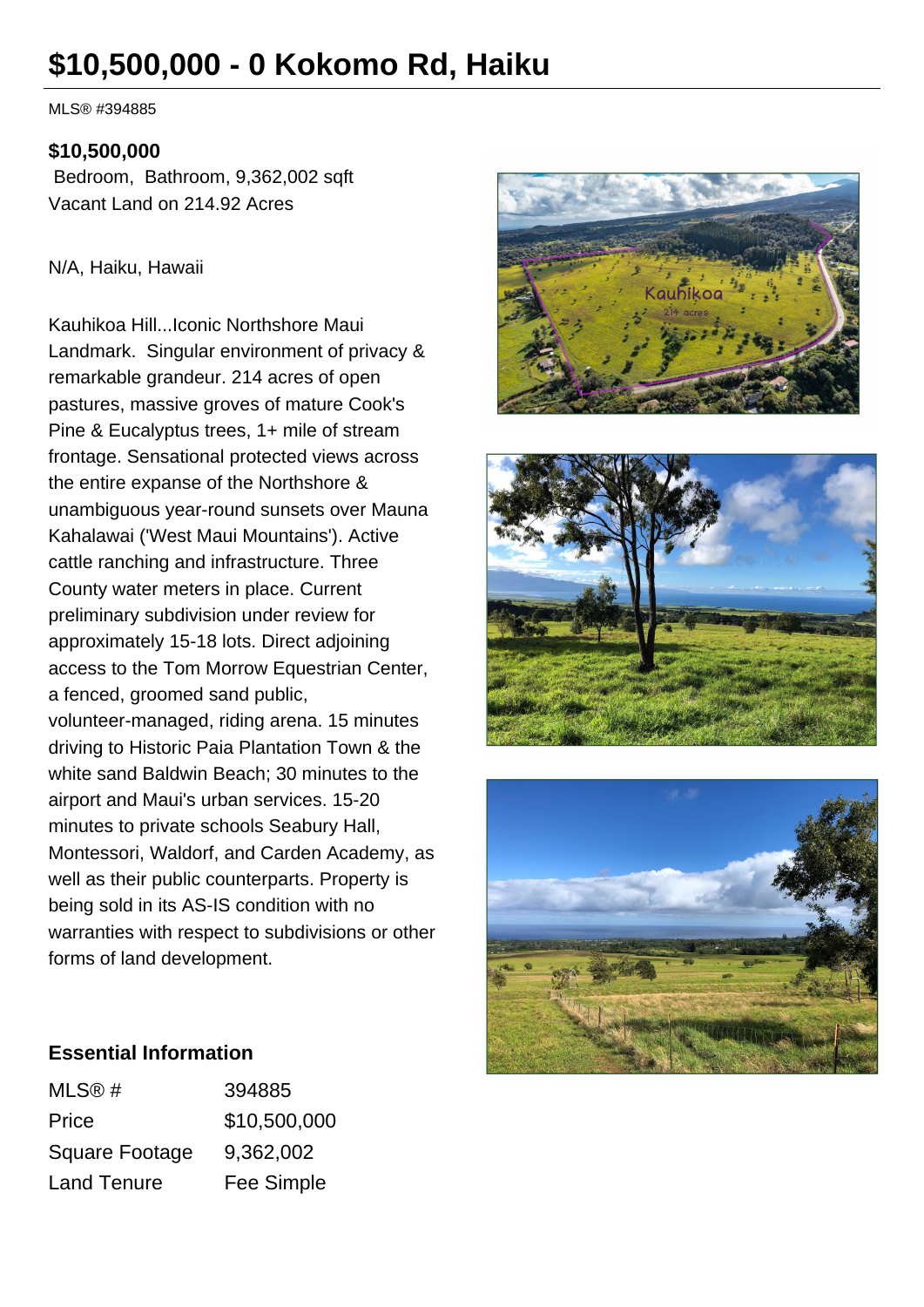# $10,500,000 - 0 Kokomo Rd, Haiku

MLS® #394885

**$10,500,000**

Bedroom, Bathroom, 9,362,002 sqft
Vacant Land on 214.92 Acres

N/A, Haiku, Hawaii

Kauhikoa Hill...Iconic Northshore Maui Landmark. Singular environment of privacy & remarkable grandeur. 214 acres of open pastures, massive groves of mature Cook's Pine & Eucalyptus trees, 1+ mile of stream frontage. Sensational protected views across the entire expanse of the Northshore & unambiguous year-round sunsets over Mauna Kahalawai ('West Maui Mountains'). Active cattle ranching and infrastructure. Three County water meters in place. Current preliminary subdivision under review for approximately 15-18 lots. Direct adjoining access to the Tom Morrow Equestrian Center, a fenced, groomed sand public, volunteer-managed, riding arena. 15 minutes driving to Historic Paia Plantation Town & the white sand Baldwin Beach; 30 minutes to the airport and Maui's urban services. 15-20 minutes to private schools Seabury Hall, Montessori, Waldorf, and Carden Academy, as well as their public counterparts. Property is being sold in its AS-IS condition with no warranties with respect to subdivisions or other forms of land development.

### Essential Information

| | |
|---|---|
| MLS® # | 394885 |
| Price | $10,500,000 |
| Square Footage | 9,362,002 |
| Land Tenure | Fee Simple |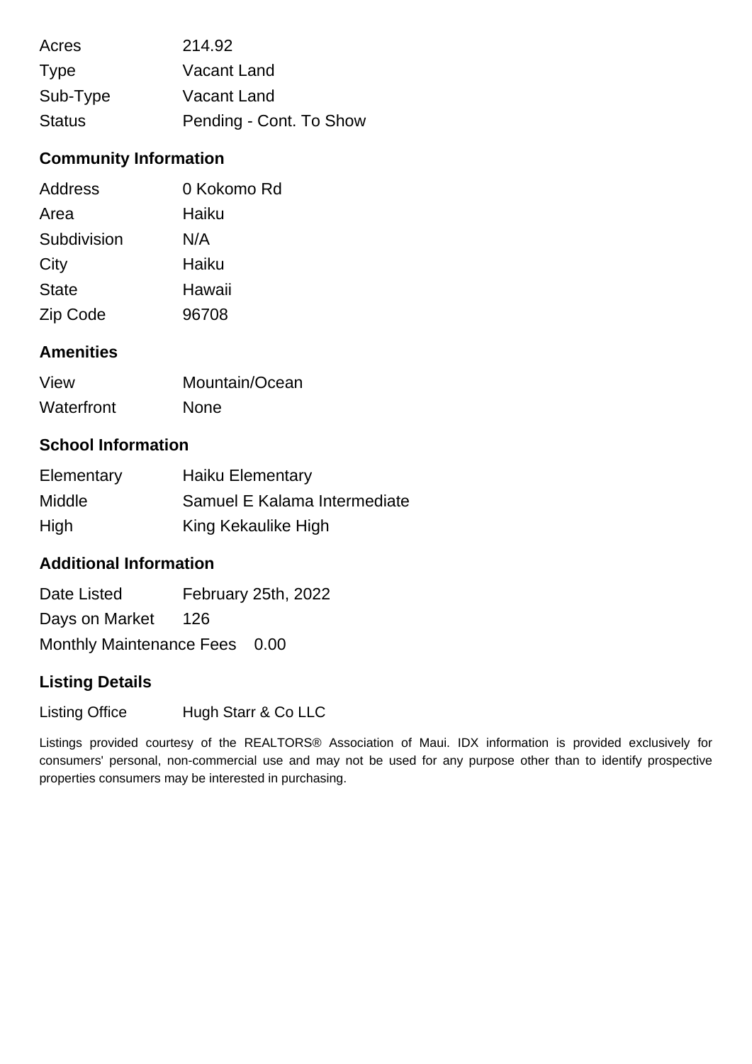| | |
|---|---|
| Acres | 214.92 |
| Type | Vacant Land |
| Sub-Type | Vacant Land |
| Status | Pending - Cont. To Show |

## Community Information

| | |
|---|---|
| Address | 0 Kokomo Rd |
| Area | Haiku |
| Subdivision | N/A |
| City | Haiku |
| State | Hawaii |
| Zip Code | 96708 |

## Amenities

| | |
|---|---|
| View | Mountain/Ocean |
| Waterfront | None |

## School Information

| | |
|---|---|
| Elementary | Haiku Elementary |
| Middle | Samuel E Kalama Intermediate |
| High | King Kekaulike High |

## Additional Information

| | |
|---|---|
| Date Listed | February 25th, 2022 |
| Days on Market | 126 |
| Monthly Maintenance Fees | 0.00 |

## Listing Details

| | |
|---|---|
| Listing Office | Hugh Starr & Co LLC |

Listings provided courtesy of the REALTORS® Association of Maui. IDX information is provided exclusively for consumers' personal, non-commercial use and may not be used for any purpose other than to identify prospective properties consumers may be interested in purchasing.